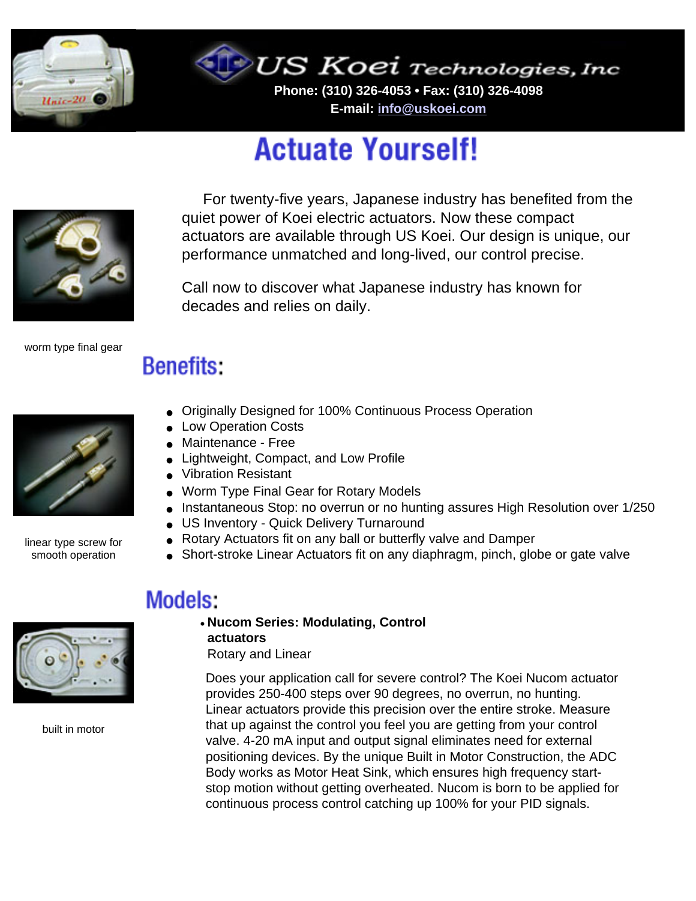# US Koei Technologies, Inc

**Phone: (310) 326-4053 • Fax: (310) 326-4098**
**E-mail: info@uskoei.com**

# Actuate Yourself!

For twenty-five years, Japanese industry has benefited from the quiet power of Koei electric actuators. Now these compact actuators are available through US Koei. Our design is unique, our performance unmatched and long-lived, our control precise.

Call now to discover what Japanese industry has known for decades and relies on daily.

worm type final gear

## Benefits:

- Originally Designed for 100% Continuous Process Operation
- Low Operation Costs
- Maintenance - Free
- Lightweight, Compact, and Low Profile
- Vibration Resistant
- Worm Type Final Gear for Rotary Models
- Instantaneous Stop: no overrun or no hunting assures High Resolution over 1/250
- US Inventory - Quick Delivery Turnaround
- Rotary Actuators fit on any ball or butterfly valve and Damper
- Short-stroke Linear Actuators fit on any diaphragm, pinch, globe or gate valve

linear type screw for smooth operation

## Models:

- **Nucom Series: Modulating, Control actuators**
  Rotary and Linear

Does your application call for severe control? The Koei Nucom actuator provides 250-400 steps over 90 degrees, no overrun, no hunting. Linear actuators provide this precision over the entire stroke. Measure that up against the control you feel you are getting from your control valve. 4-20 mA input and output signal eliminates need for external positioning devices. By the unique Built in Motor Construction, the ADC Body works as Motor Heat Sink, which ensures high frequency start-stop motion without getting overheated. Nucom is born to be applied for continuous process control catching up 100% for your PID signals.

built in motor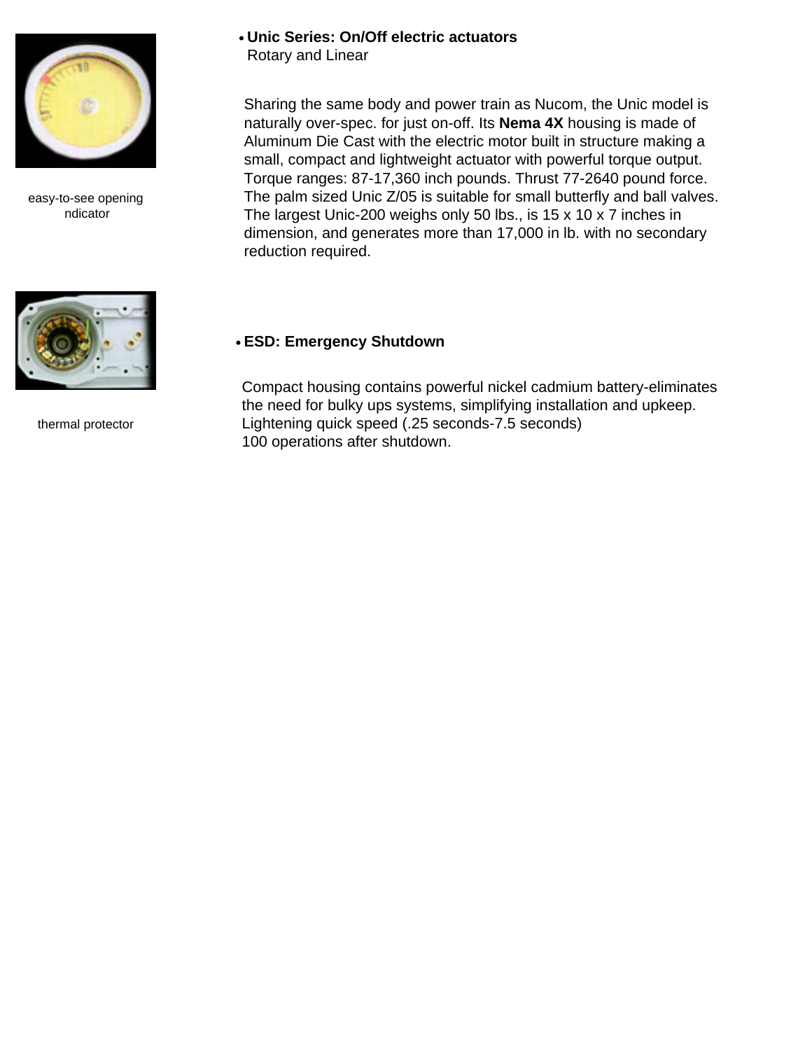- **Unic Series: On/Off electric actuators**
  Rotary and Linear

Sharing the same body and power train as Nucom, the Unic model is naturally over-spec. for just on-off. Its **Nema 4X** housing is made of Aluminum Die Cast with the electric motor built in structure making a small, compact and lightweight actuator with powerful torque output. Torque ranges: 87-17,360 inch pounds. Thrust 77-2640 pound force. The palm sized Unic Z/05 is suitable for small butterfly and ball valves. The largest Unic-200 weighs only 50 lbs., is 15 x 10 x 7 inches in dimension, and generates more than 17,000 in lb. with no secondary reduction required.

easy-to-see opening ndicator

- **ESD: Emergency Shutdown**

Compact housing contains powerful nickel cadmium battery-eliminates the need for bulky ups systems, simplifying installation and upkeep. Lightening quick speed (.25 seconds-7.5 seconds)
100 operations after shutdown.

thermal protector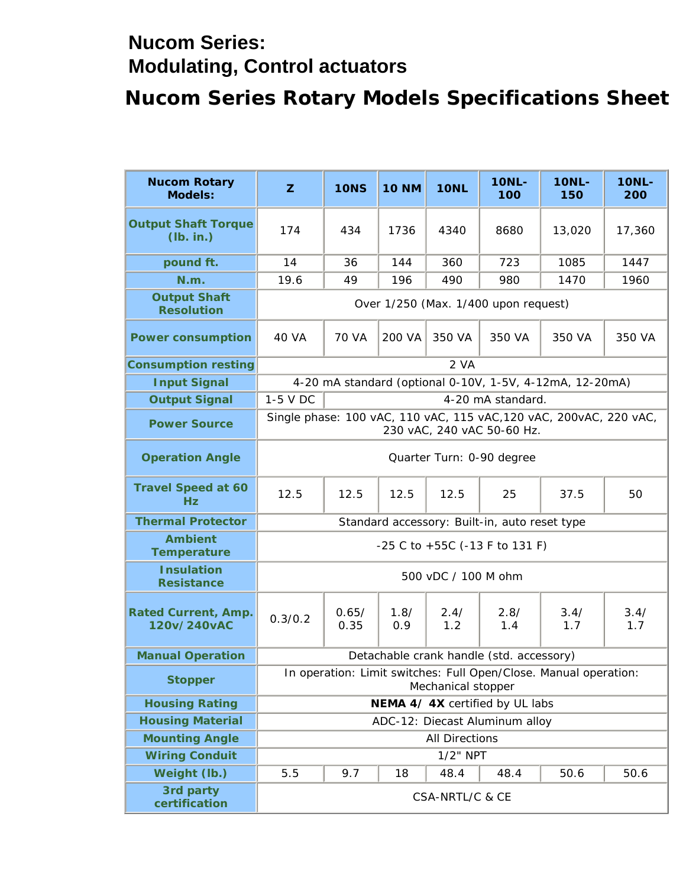# Nucom Series:
# Modulating, Control actuators

## Nucom Series Rotary Models Specifications Sheet

| Nucom Rotary Models: | Z | 10NS | 10 NM | 10NL | 10NL-100 | 10NL-150 | 10NL-200 |
|---|---|---|---|---|---|---|---|
| **Output Shaft Torque (lb. in.)** | 174 | 434 | 1736 | 4340 | 8680 | 13,020 | 17,360 |
| **pound ft.** | 14 | 36 | 144 | 360 | 723 | 1085 | 1447 |
| **N.m.** | 19.6 | 49 | 196 | 490 | 980 | 1470 | 1960 |
| **Output Shaft Resolution** | Over 1/250 (Max. 1/400 upon request) | | | | | | |
| **Power consumption** | 40 VA | 70 VA | 200 VA | 350 VA | 350 VA | 350 VA | 350 VA |
| **Consumption resting** | 2 VA | | | | | | |
| **Input Signal** | 4-20 mA standard (optional 0-10V, 1-5V, 4-12mA, 12-20mA) | | | | | | |
| **Output Signal** | 1-5 V DC | 4-20 mA standard. | | | | | |
| **Power Source** | Single phase: 100 vAC, 110 vAC, 115 vAC,120 vAC, 200vAC, 220 vAC, 230 vAC, 240 vAC 50-60 Hz. | | | | | | |
| **Operation Angle** | Quarter Turn: 0-90 degree | | | | | | |
| **Travel Speed at 60 Hz** | 12.5 | 12.5 | 12.5 | 12.5 | 25 | 37.5 | 50 |
| **Thermal Protector** | Standard accessory: Built-in, auto reset type | | | | | | |
| **Ambient Temperature** | -25 C to +55C (-13 F to 131 F) | | | | | | |
| **Insulation Resistance** | 500 vDC / 100 M ohm | | | | | | |
| **Rated Current, Amp. 120v/ 240vAC** | 0.3/0.2 | 0.65/ 0.35 | 1.8/ 0.9 | 2.4/ 1.2 | 2.8/ 1.4 | 3.4/ 1.7 | 3.4/ 1.7 |
| **Manual Operation** | Detachable crank handle (std. accessory) | | | | | | |
| **Stopper** | In operation: Limit switches: Full Open/Close. Manual operation: Mechanical stopper | | | | | | |
| **Housing Rating** | **NEMA 4/ 4X** certified by UL labs | | | | | | |
| **Housing Material** | ADC-12: Diecast Aluminum alloy | | | | | | |
| **Mounting Angle** | All Directions | | | | | | |
| **Wiring Conduit** | 1/2" NPT | | | | | | |
| **Weight (lb.)** | 5.5 | 9.7 | 18 | 48.4 | 48.4 | 50.6 | 50.6 |
| **3rd party certification** | CSA-NRTL/C & CE | | | | | | |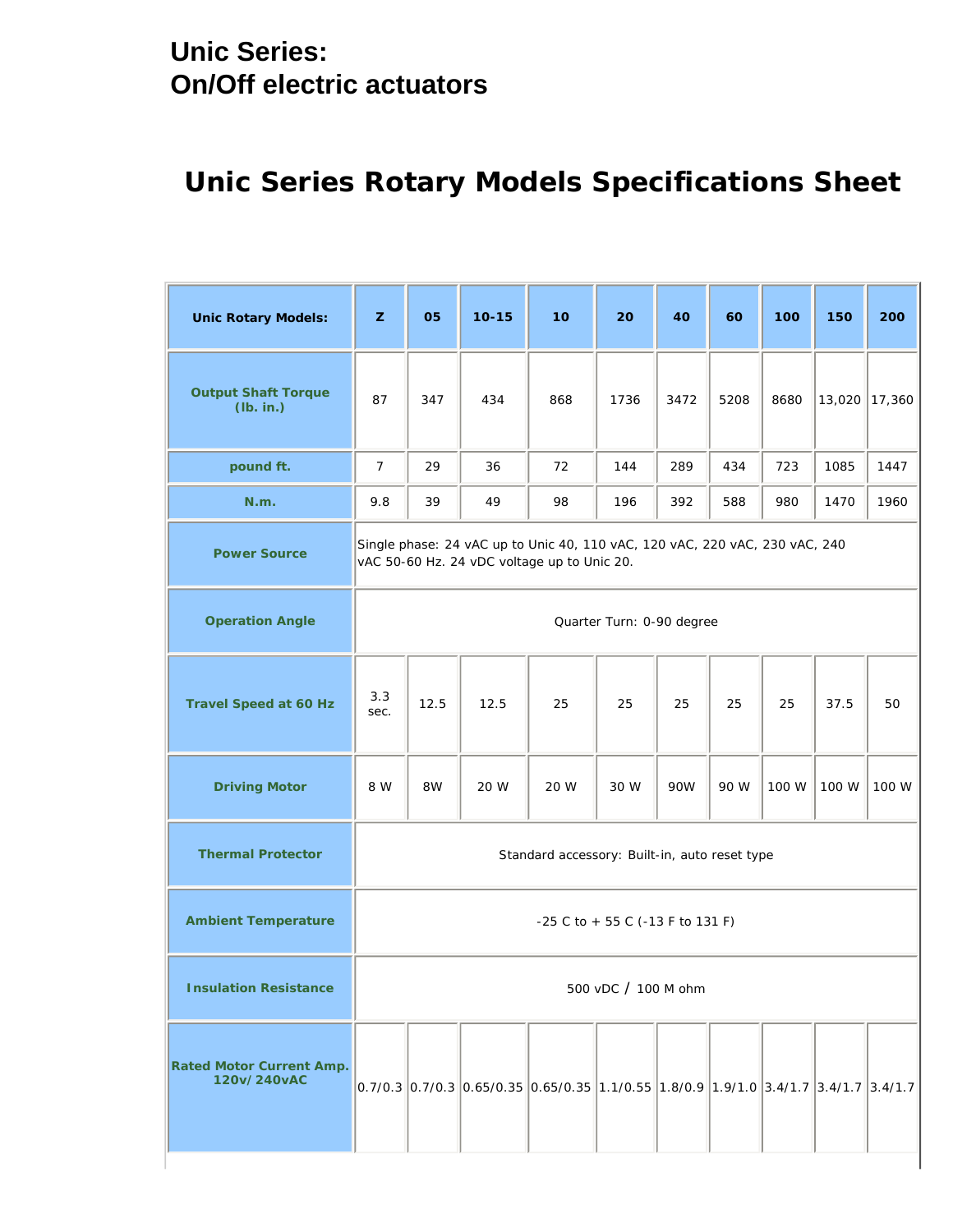# Unic Series:
# On/Off electric actuators

## Unic Series Rotary Models Specifications Sheet

| Unic Rotary Models: | Z | 05 | 10-15 | 10 | 20 | 40 | 60 | 100 | 150 | 200 |
|---|---|---|---|---|---|---|---|---|---|---|
| Output Shaft Torque (lb. in.) | 87 | 347 | 434 | 868 | 1736 | 3472 | 5208 | 8680 | 13,020 | 17,360 |
| pound ft. | 7 | 29 | 36 | 72 | 144 | 289 | 434 | 723 | 1085 | 1447 |
| N.m. | 9.8 | 39 | 49 | 98 | 196 | 392 | 588 | 980 | 1470 | 1960 |
| Power Source | Single phase: 24 vAC up to Unic 40, 110 vAC, 120 vAC, 220 vAC, 230 vAC, 240 vAC 50-60 Hz. 24 vDC voltage up to Unic 20. | | | | | | | | | |
| Operation Angle | Quarter Turn: 0-90 degree | | | | | | | | | |
| Travel Speed at 60 Hz | 3.3 sec. | 12.5 | 12.5 | 25 | 25 | 25 | 25 | 25 | 37.5 | 50 |
| Driving Motor | 8 W | 8W | 20 W | 20 W | 30 W | 90W | 90 W | 100 W | 100 W | 100 W |
| Thermal Protector | Standard accessory: Built-in, auto reset type | | | | | | | | | |
| Ambient Temperature | -25 C to + 55 C (-13 F to 131 F) | | | | | | | | | |
| Insulation Resistance | 500 vDC / 100 M ohm | | | | | | | | | |
| Rated Motor Current Amp. 120v/ 240vAC | 0.7/0.3 | 0.7/0.3 | 0.65/0.35 | 0.65/0.35 | 1.1/0.55 | 1.8/0.9 | 1.9/1.0 | 3.4/1.7 | 3.4/1.7 | 3.4/1.7 |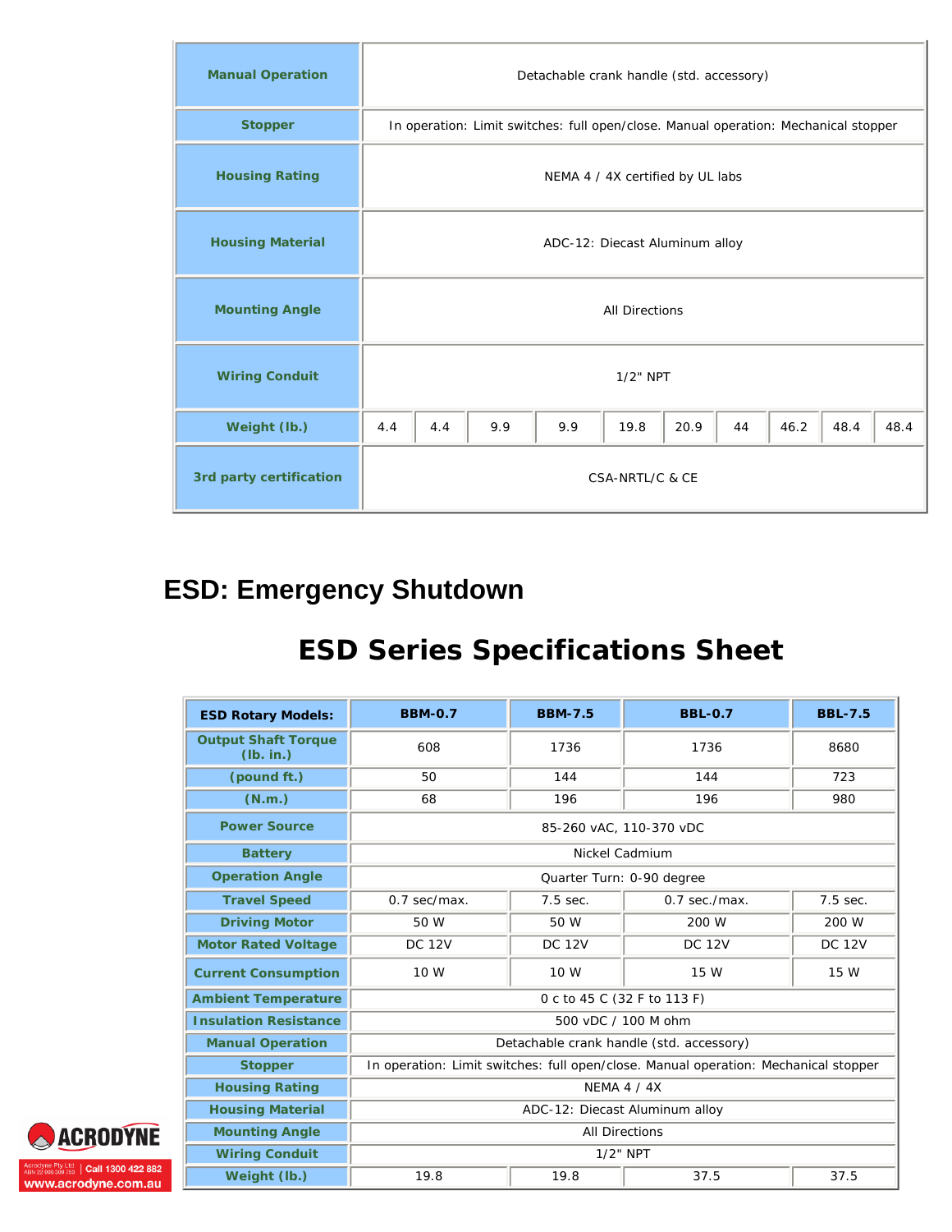| | | | | | | | | | | |
|---|---|---|---|---|---|---|---|---|---|---|
| **Manual Operation** | Detachable crank handle (std. accessory) | | | | | | | | | |
| **Stopper** | In operation: Limit switches: full open/close. Manual operation: Mechanical stopper | | | | | | | | | |
| **Housing Rating** | NEMA 4 / 4X certified by UL labs | | | | | | | | | |
| **Housing Material** | ADC-12: Diecast Aluminum alloy | | | | | | | | | |
| **Mounting Angle** | All Directions | | | | | | | | | |
| **Wiring Conduit** | 1/2" NPT | | | | | | | | | |
| **Weight (lb.)** | 4.4 | 4.4 | 9.9 | 9.9 | 19.8 | 20.9 | 44 | 46.2 | 48.4 | 48.4 |
| **3rd party certification** | CSA-NRTL/C & CE | | | | | | | | | |

## ESD: Emergency Shutdown

# ESD Series Specifications Sheet

| ESD Rotary Models: | BBM-0.7 | BBM-7.5 | BBL-0.7 | BBL-7.5 |
|---|---|---|---|---|
| **Output Shaft Torque (lb. in.)** | 608 | 1736 | 1736 | 8680 |
| **(pound ft.)** | 50 | 144 | 144 | 723 |
| **(N.m.)** | 68 | 196 | 196 | 980 |
| **Power Source** | 85-260 vAC, 110-370 vDC | | | |
| **Battery** | Nickel Cadmium | | | |
| **Operation Angle** | Quarter Turn: 0-90 degree | | | |
| **Travel Speed** | 0.7 sec/max. | 7.5 sec. | 0.7 sec./max. | 7.5 sec. |
| **Driving Motor** | 50 W | 50 W | 200 W | 200 W |
| **Motor Rated Voltage** | DC 12V | DC 12V | DC 12V | DC 12V |
| **Current Consumption** | 10 W | 10 W | 15 W | 15 W |
| **Ambient Temperature** | 0 c to 45 C (32 F to 113 F) | | | |
| **Insulation Resistance** | 500 vDC / 100 M ohm | | | |
| **Manual Operation** | Detachable crank handle (std. accessory) | | | |
| **Stopper** | In operation: Limit switches: full open/close. Manual operation: Mechanical stopper | | | |
| **Housing Rating** | NEMA 4 / 4X | | | |
| **Housing Material** | ADC-12: Diecast Aluminum alloy | | | |
| **Mounting Angle** | All Directions | | | |
| **Wiring Conduit** | 1/2" NPT | | | |
| **Weight (lb.)** | 19.8 | 19.8 | 37.5 | 37.5 |

ACRODYNE
Acrodyne Pty Ltd ABN 22 006 309 753 | Call 1300 422 882
www.acrodyne.com.au